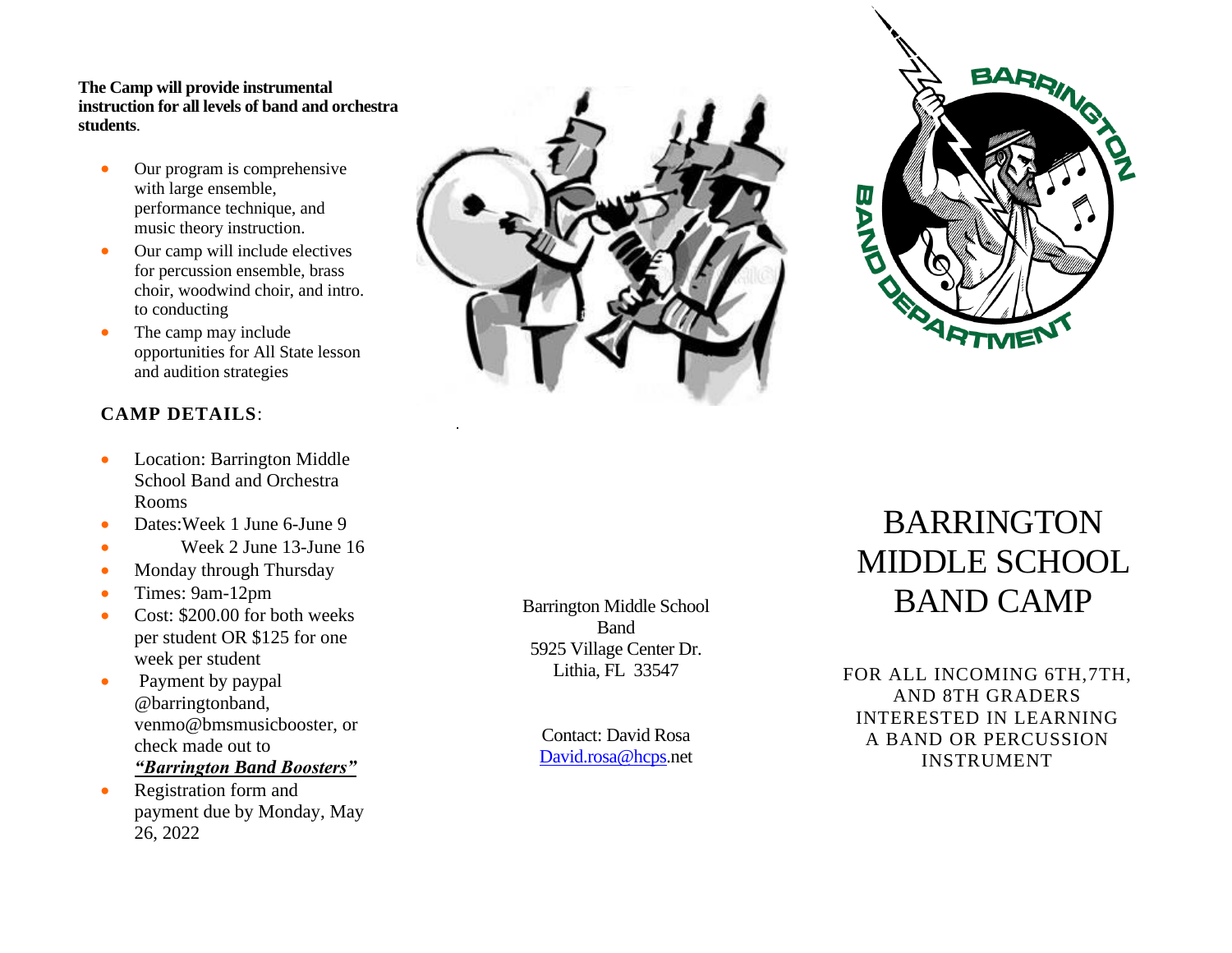**The Camp will provide instrumental instruction for all levels of band and orchestra students**.

- Our program is comprehensive with large ensemble, performance technique, and music theory instruction.
- Our camp will include electives for percussion ensemble, brass choir, woodwind choir, and intro. to conducting
- The camp may include opportunities for All State lesson and audition strategies

## CAMP DETAILS:

- Location: Barrington Middle School Band and Orchestra Rooms
- Dates:Week 1 June 6-June 9
- Week 2 June 13-June 16
- Monday through Thursday
- Times: 9am-12pm
- Cost: $200.00 for both weeks per student OR $125 for one week per student
- Payment by paypal @barringtonband, venmo@bmsmusicbooster, or check made out to ***"Barrington Band Boosters"***
- Registration form and payment due by Monday, May 26, 2022

Barrington Middle School Band
5925 Village Center Dr.
Lithia, FL 33547

Contact: David Rosa
David.rosa@hcps.net

BARRINGTON BAND DEPARTMENT

# BARRINGTON MIDDLE SCHOOL BAND CAMP

FOR ALL INCOMING 6TH,7TH, AND 8TH GRADERS INTERESTED IN LEARNING A BAND OR PERCUSSION INSTRUMENT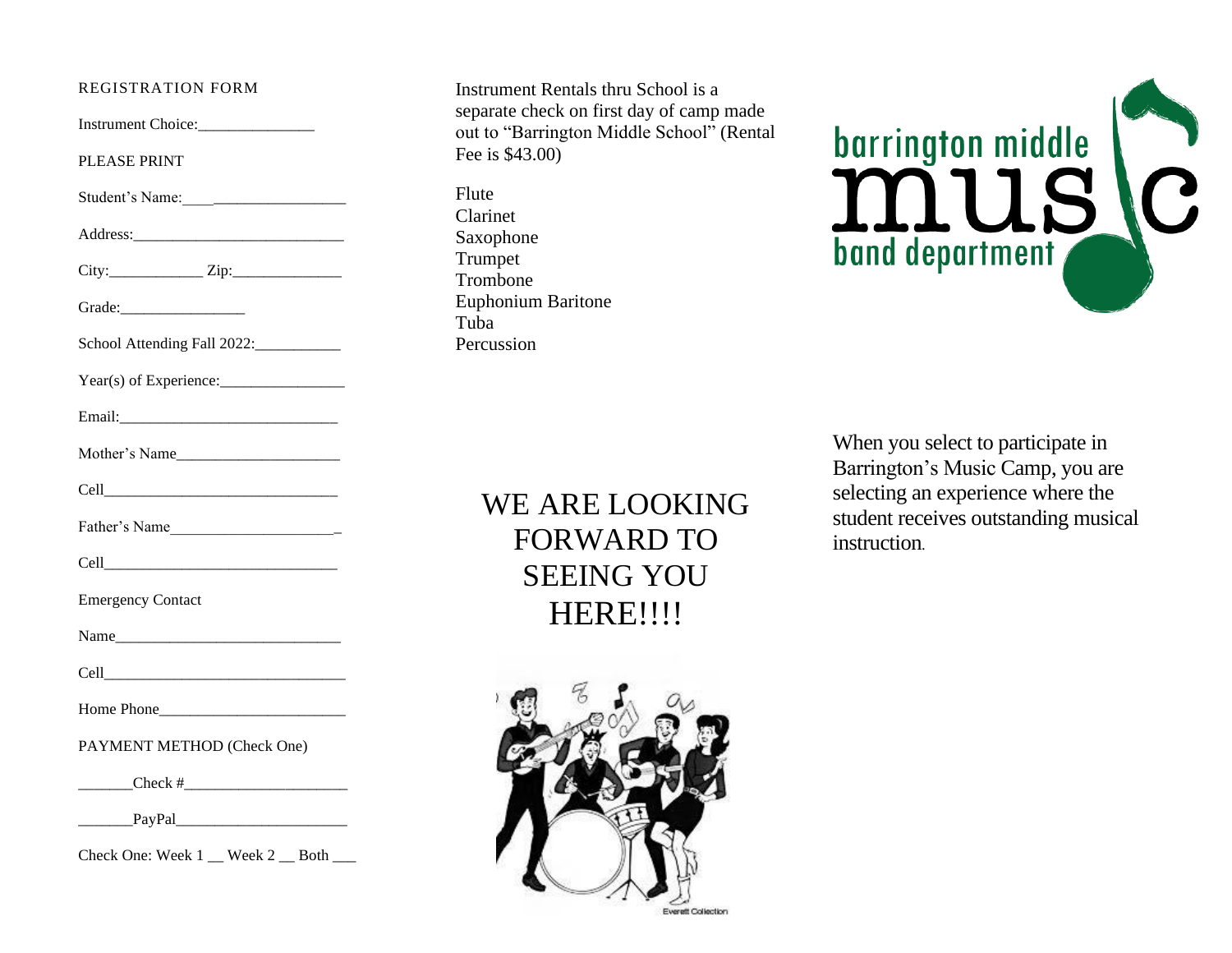REGISTRATION FORM

Instrument Choice:_______________

PLEASE PRINT

Student's Name:____________________

Address:___________________________

City:____________ Zip:______________

Grade:________________

School Attending Fall 2022:___________

Year(s) of Experience:________________

Email:____________________________

Mother's Name_____________________

Cell______________________________

Father's Name______________________

Cell______________________________

Emergency Contact

Name_____________________________

Cell_______________________________

Home Phone________________________

PAYMENT METHOD (Check One)

_______Check #_____________________

_______PayPal______________________

Check One: Week 1 __ Week 2 __ Both ___

Instrument Rentals thru School is a separate check on first day of camp made out to "Barrington Middle School" (Rental Fee is $43.00)

- Flute
- Clarinet
- Saxophone
- Trumpet
- Trombone
- Euphonium Baritone
- Tuba
- Percussion

WE ARE LOOKING FORWARD TO SEEING YOU HERE!!!!

Everett Collection

barrington middle music band department

When you select to participate in Barrington's Music Camp, you are selecting an experience where the student receives outstanding musical instruction.